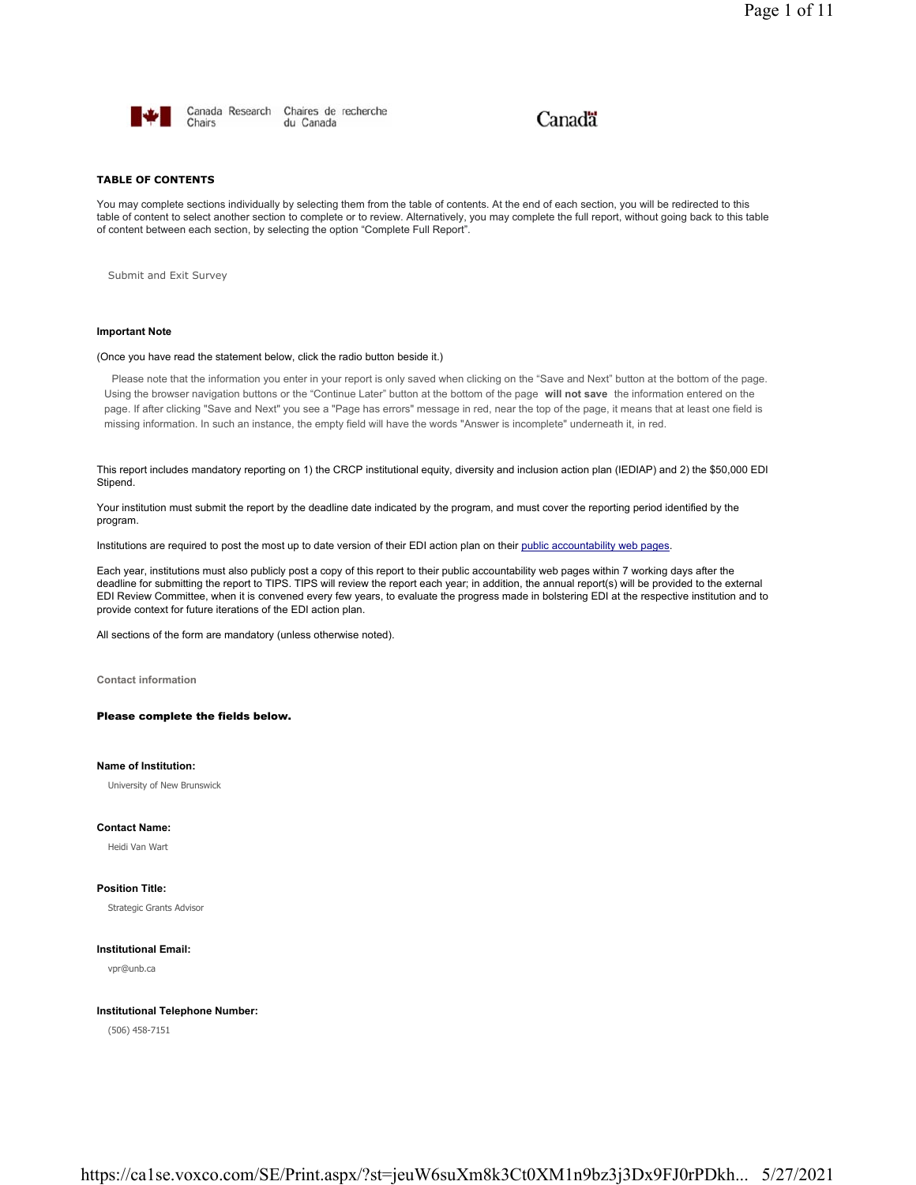Canada Research Chairs | Chaires de recherche du Canada

Canada

**TABLE OF CONTENTS**

You may complete sections individually by selecting them from the table of contents. At the end of each section, you will be redirected to this table of content to select another section to complete or to review. Alternatively, you may complete the full report, without going back to this table of content between each section, by selecting the option "Complete Full Report".

Submit and Exit Survey

**Important Note**

(Once you have read the statement below, click the radio button beside it.)

Please note that the information you enter in your report is only saved when clicking on the "Save and Next" button at the bottom of the page. Using the browser navigation buttons or the "Continue Later" button at the bottom of the page **will not save** the information entered on the page. If after clicking "Save and Next" you see a "Page has errors" message in red, near the top of the page, it means that at least one field is missing information. In such an instance, the empty field will have the words "Answer is incomplete" underneath it, in red.

This report includes mandatory reporting on 1) the CRCP institutional equity, diversity and inclusion action plan (IEDIAP) and 2) the $50,000 EDI Stipend.

Your institution must submit the report by the deadline date indicated by the program, and must cover the reporting period identified by the program.

Institutions are required to post the most up to date version of their EDI action plan on their public accountability web pages.

Each year, institutions must also publicly post a copy of this report to their public accountability web pages within 7 working days after the deadline for submitting the report to TIPS. TIPS will review the report each year; in addition, the annual report(s) will be provided to the external EDI Review Committee, when it is convened every few years, to evaluate the progress made in bolstering EDI at the respective institution and to provide context for future iterations of the EDI action plan.

All sections of the form are mandatory (unless otherwise noted).

Contact information

**Please complete the fields below.**

**Name of Institution:**

University of New Brunswick

**Contact Name:**

Heidi Van Wart

**Position Title:**

Strategic Grants Advisor

**Institutional Email:**

vpr@unb.ca

**Institutional Telephone Number:**

(506) 458-7151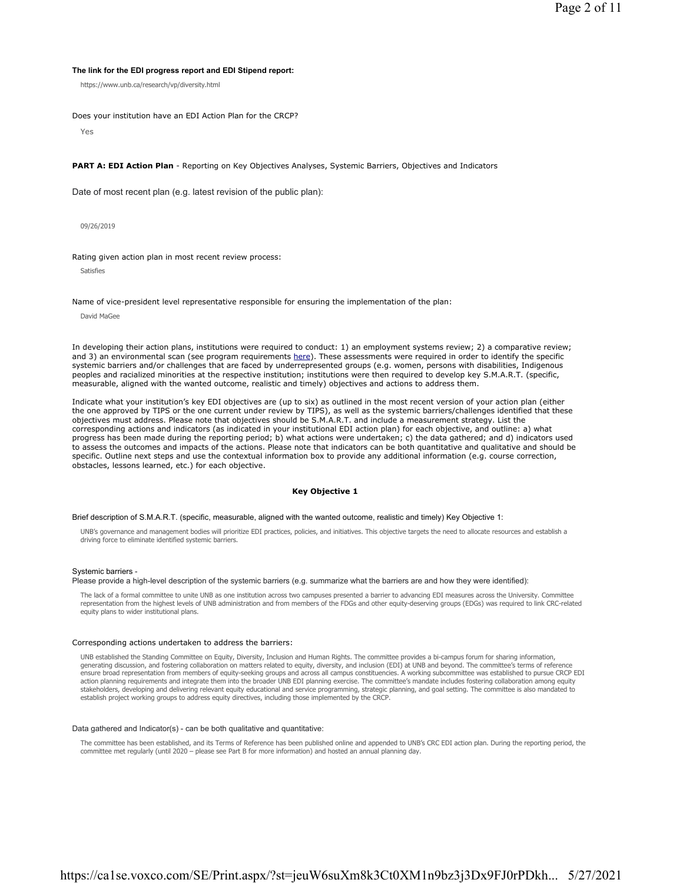**The link for the EDI progress report and EDI Stipend report:**

https://www.unb.ca/research/vp/diversity.html

Does your institution have an EDI Action Plan for the CRCP?

Yes

**PART A: EDI Action Plan** - Reporting on Key Objectives Analyses, Systemic Barriers, Objectives and Indicators

Date of most recent plan (e.g. latest revision of the public plan):

09/26/2019

Rating given action plan in most recent review process:

Satisfies

Name of vice-president level representative responsible for ensuring the implementation of the plan:

David MaGee

In developing their action plans, institutions were required to conduct: 1) an employment systems review; 2) a comparative review; and 3) an environmental scan (see program requirements here). These assessments were required in order to identify the specific systemic barriers and/or challenges that are faced by underrepresented groups (e.g. women, persons with disabilities, Indigenous peoples and racialized minorities at the respective institution; institutions were then required to develop key S.M.A.R.T. (specific, measurable, aligned with the wanted outcome, realistic and timely) objectives and actions to address them.

Indicate what your institution's key EDI objectives are (up to six) as outlined in the most recent version of your action plan (either the one approved by TIPS or the one current under review by TIPS), as well as the systemic barriers/challenges identified that these objectives must address. Please note that objectives should be S.M.A.R.T. and include a measurement strategy. List the corresponding actions and indicators (as indicated in your institutional EDI action plan) for each objective, and outline: a) what progress has been made during the reporting period; b) what actions were undertaken; c) the data gathered; and d) indicators used to assess the outcomes and impacts of the actions. Please note that indicators can be both quantitative and qualitative and should be specific. Outline next steps and use the contextual information box to provide any additional information (e.g. course correction, obstacles, lessons learned, etc.) for each objective.

### Key Objective 1

Brief description of S.M.A.R.T. (specific, measurable, aligned with the wanted outcome, realistic and timely) Key Objective 1:

UNB's governance and management bodies will prioritize EDI practices, policies, and initiatives. This objective targets the need to allocate resources and establish a driving force to eliminate identified systemic barriers.

Systemic barriers -
Please provide a high-level description of the systemic barriers (e.g. summarize what the barriers are and how they were identified):

The lack of a formal committee to unite UNB as one institution across two campuses presented a barrier to advancing EDI measures across the University. Committee representation from the highest levels of UNB administration and from members of the FDGs and other equity-deserving groups (EDGs) was required to link CRC-related equity plans to wider institutional plans.

Corresponding actions undertaken to address the barriers:

UNB established the Standing Committee on Equity, Diversity, Inclusion and Human Rights. The committee provides a bi-campus forum for sharing information, generating discussion, and fostering collaboration on matters related to equity, diversity, and inclusion (EDI) at UNB and beyond. The committee's terms of reference ensure broad representation from members of equity-seeking groups and across all campus constituencies. A working subcommittee was established to pursue CRCP EDI action planning requirements and integrate them into the broader UNB EDI planning exercise. The committee's mandate includes fostering collaboration among equity stakeholders, developing and delivering relevant equity educational and service programming, strategic planning, and goal setting. The committee is also mandated to establish project working groups to address equity directives, including those implemented by the CRCP.

Data gathered and Indicator(s) - can be both qualitative and quantitative:

The committee has been established, and its Terms of Reference has been published online and appended to UNB's CRC EDI action plan. During the reporting period, the committee met regularly (until 2020 – please see Part B for more information) and hosted an annual planning day.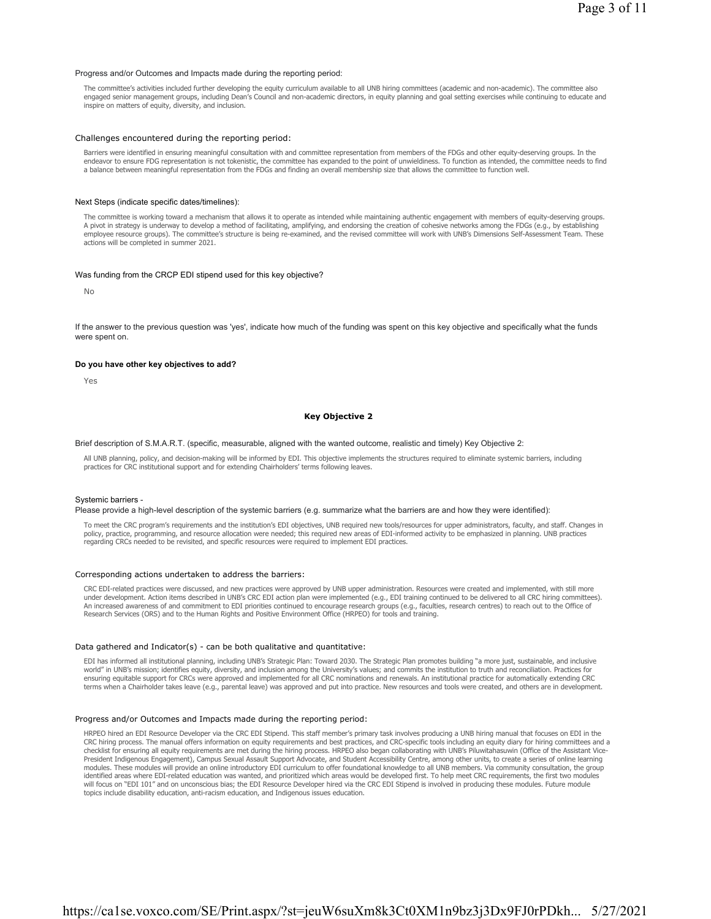Progress and/or Outcomes and Impacts made during the reporting period:

The committee's activities included further developing the equity curriculum available to all UNB hiring committees (academic and non-academic). The committee also engaged senior management groups, including Dean's Council and non-academic directors, in equity planning and goal setting exercises while continuing to educate and inspire on matters of equity, diversity, and inclusion.

Challenges encountered during the reporting period:

Barriers were identified in ensuring meaningful consultation with and committee representation from members of the FDGs and other equity-deserving groups. In the endeavor to ensure FDG representation is not tokenistic, the committee has expanded to the point of unwieldiness. To function as intended, the committee needs to find a balance between meaningful representation from the FDGs and finding an overall membership size that allows the committee to function well.

Next Steps (indicate specific dates/timelines):

The committee is working toward a mechanism that allows it to operate as intended while maintaining authentic engagement with members of equity-deserving groups. A pivot in strategy is underway to develop a method of facilitating, amplifying, and endorsing the creation of cohesive networks among the FDGs (e.g., by establishing employee resource groups). The committee's structure is being re-examined, and the revised committee will work with UNB's Dimensions Self-Assessment Team. These actions will be completed in summer 2021.

Was funding from the CRCP EDI stipend used for this key objective?

No

If the answer to the previous question was 'yes', indicate how much of the funding was spent on this key objective and specifically what the funds were spent on.

**Do you have other key objectives to add?**

Yes

### Key Objective 2

Brief description of S.M.A.R.T. (specific, measurable, aligned with the wanted outcome, realistic and timely) Key Objective 2:

All UNB planning, policy, and decision-making will be informed by EDI. This objective implements the structures required to eliminate systemic barriers, including practices for CRC institutional support and for extending Chairholders' terms following leaves.

Systemic barriers -
Please provide a high-level description of the systemic barriers (e.g. summarize what the barriers are and how they were identified):

To meet the CRC program's requirements and the institution's EDI objectives, UNB required new tools/resources for upper administrators, faculty, and staff. Changes in policy, practice, programming, and resource allocation were needed; this required new areas of EDI-informed activity to be emphasized in planning. UNB practices regarding CRCs needed to be revisited, and specific resources were required to implement EDI practices.

Corresponding actions undertaken to address the barriers:

CRC EDI-related practices were discussed, and new practices were approved by UNB upper administration. Resources were created and implemented, with still more under development. Action items described in UNB's CRC EDI action plan were implemented (e.g., EDI training continued to be delivered to all CRC hiring committees). An increased awareness of and commitment to EDI priorities continued to encourage research groups (e.g., faculties, research centres) to reach out to the Office of Research Services (ORS) and to the Human Rights and Positive Environment Office (HRPEO) for tools and training.

Data gathered and Indicator(s) - can be both qualitative and quantitative:

EDI has informed all institutional planning, including UNB's Strategic Plan: Toward 2030. The Strategic Plan promotes building "a more just, sustainable, and inclusive world" in UNB's mission; identifies equity, diversity, and inclusion among the University's values; and commits the institution to truth and reconciliation. Practices for ensuring equitable support for CRCs were approved and implemented for all CRC nominations and renewals. An institutional practice for automatically extending CRC terms when a Chairholder takes leave (e.g., parental leave) was approved and put into practice. New resources and tools were created, and others are in development.

Progress and/or Outcomes and Impacts made during the reporting period:

HRPEO hired an EDI Resource Developer via the CRC EDI Stipend. This staff member's primary task involves producing a UNB hiring manual that focuses on EDI in the CRC hiring process. The manual offers information on equity requirements and best practices, and CRC-specific tools including an equity diary for hiring committees and a checklist for ensuring all equity requirements are met during the hiring process. HRPEO also began collaborating with UNB's Piluwitahasuwin (Office of the Assistant Vice-President Indigenous Engagement), Campus Sexual Assault Support Advocate, and Student Accessibility Centre, among other units, to create a series of online learning modules. These modules will provide an online introductory EDI curriculum to offer foundational knowledge to all UNB members. Via community consultation, the group identified areas where EDI-related education was wanted, and prioritized which areas would be developed first. To help meet CRC requirements, the first two modules will focus on "EDI 101" and on unconscious bias; the EDI Resource Developer hired via the CRC EDI Stipend is involved in producing these modules. Future module topics include disability education, anti-racism education, and Indigenous issues education.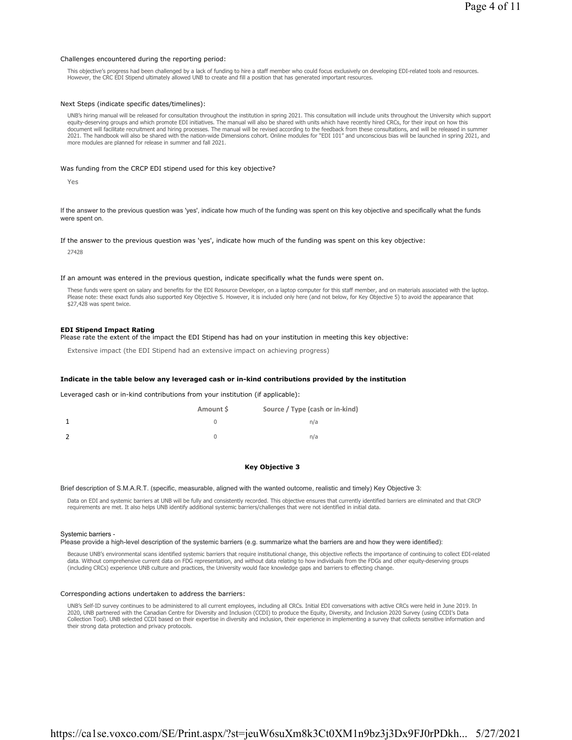Challenges encountered during the reporting period:

This objective's progress had been challenged by a lack of funding to hire a staff member who could focus exclusively on developing EDI-related tools and resources. However, the CRC EDI Stipend ultimately allowed UNB to create and fill a position that has generated important resources.

Next Steps (indicate specific dates/timelines):

UNB's hiring manual will be released for consultation throughout the institution in spring 2021. This consultation will include units throughout the University which support equity-deserving groups and which promote EDI initiatives. The manual will also be shared with units which have recently hired CRCs, for their input on how this document will facilitate recruitment and hiring processes. The manual will be revised according to the feedback from these consultations, and will be released in summer 2021. The handbook will also be shared with the nation-wide Dimensions cohort. Online modules for "EDI 101" and unconscious bias will be launched in spring 2021, and more modules are planned for release in summer and fall 2021.

Was funding from the CRCP EDI stipend used for this key objective?

Yes

If the answer to the previous question was 'yes', indicate how much of the funding was spent on this key objective and specifically what the funds were spent on.

If the answer to the previous question was 'yes', indicate how much of the funding was spent on this key objective:

27428

If an amount was entered in the previous question, indicate specifically what the funds were spent on.

These funds were spent on salary and benefits for the EDI Resource Developer, on a laptop computer for this staff member, and on materials associated with the laptop. Please note: these exact funds also supported Key Objective 5. However, it is included only here (and not below, for Key Objective 5) to avoid the appearance that $27,428 was spent twice.

**EDI Stipend Impact Rating**

Please rate the extent of the impact the EDI Stipend has had on your institution in meeting this key objective:

Extensive impact (the EDI Stipend had an extensive impact on achieving progress)

**Indicate in the table below any leveraged cash or in-kind contributions provided by the institution**

Leveraged cash or in-kind contributions from your institution (if applicable):

| | Amount $ | Source / Type (cash or in-kind) |
|---|---|---|
| 1 | 0 | n/a |
| 2 | 0 | n/a |

## Key Objective 3

Brief description of S.M.A.R.T. (specific, measurable, aligned with the wanted outcome, realistic and timely) Key Objective 3:

Data on EDI and systemic barriers at UNB will be fully and consistently recorded. This objective ensures that currently identified barriers are eliminated and that CRCP requirements are met. It also helps UNB identify additional systemic barriers/challenges that were not identified in initial data.

Systemic barriers -
Please provide a high-level description of the systemic barriers (e.g. summarize what the barriers are and how they were identified):

Because UNB's environmental scans identified systemic barriers that require institutional change, this objective reflects the importance of continuing to collect EDI-related data. Without comprehensive current data on FDG representation, and without data relating to how individuals from the FDGs and other equity-deserving groups (including CRCs) experience UNB culture and practices, the University would face knowledge gaps and barriers to effecting change.

Corresponding actions undertaken to address the barriers:

UNB's Self-ID survey continues to be administered to all current employees, including all CRCs. Initial EDI conversations with active CRCs were held in June 2019. In 2020, UNB partnered with the Canadian Centre for Diversity and Inclusion (CCDI) to produce the Equity, Diversity, and Inclusion 2020 Survey (using CCDI's Data Collection Tool). UNB selected CCDI based on their expertise in diversity and inclusion, their experience in implementing a survey that collects sensitive information and their strong data protection and privacy protocols.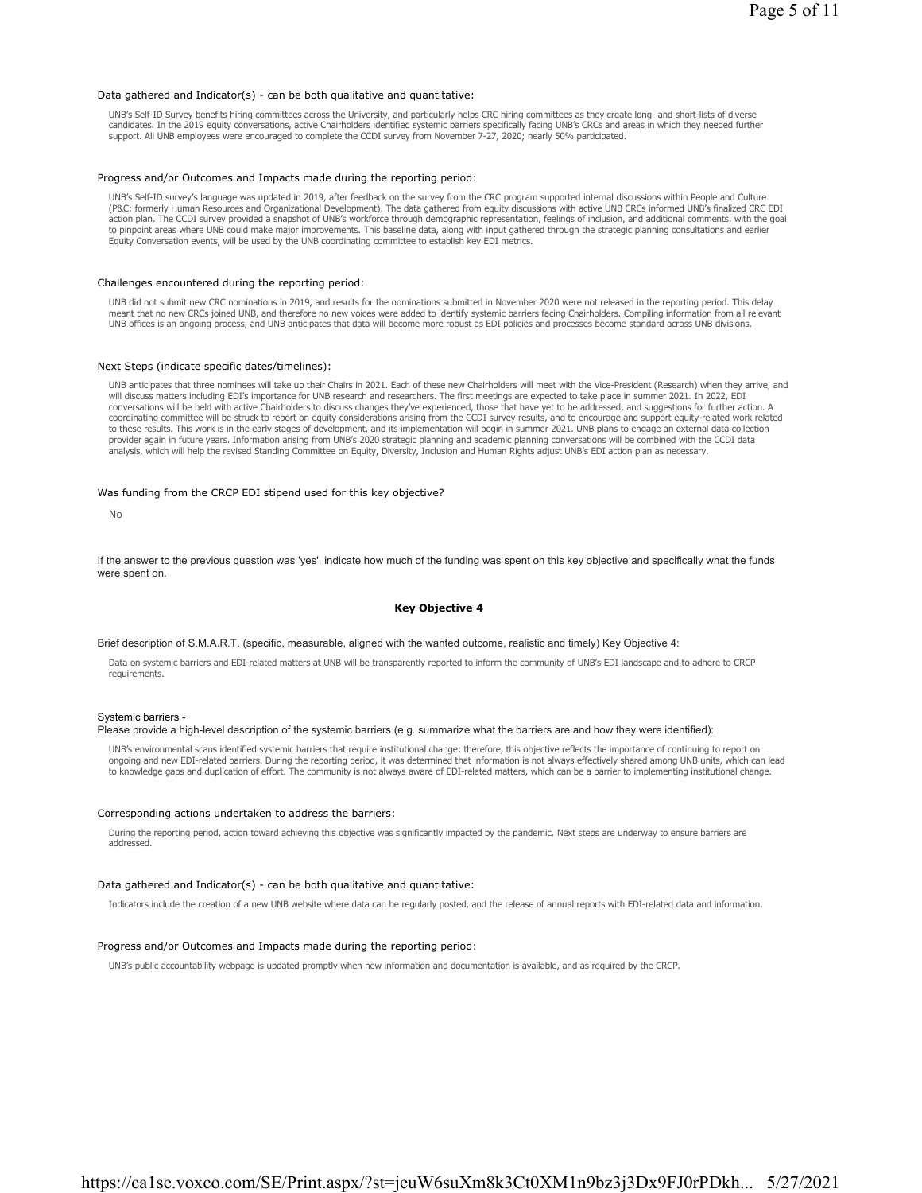Data gathered and Indicator(s) - can be both qualitative and quantitative:

UNB's Self-ID Survey benefits hiring committees across the University, and particularly helps CRC hiring committees as they create long- and short-lists of diverse candidates. In the 2019 equity conversations, active Chairholders identified systemic barriers specifically facing UNB's CRCs and areas in which they needed further support. All UNB employees were encouraged to complete the CCDI survey from November 7-27, 2020; nearly 50% participated.

Progress and/or Outcomes and Impacts made during the reporting period:

UNB's Self-ID survey's language was updated in 2019, after feedback on the survey from the CRC program supported internal discussions within People and Culture (P&C; formerly Human Resources and Organizational Development). The data gathered from equity discussions with active UNB CRCs informed UNB's finalized CRC EDI action plan. The CCDI survey provided a snapshot of UNB's workforce through demographic representation, feelings of inclusion, and additional comments, with the goal to pinpoint areas where UNB could make major improvements. This baseline data, along with input gathered through the strategic planning consultations and earlier Equity Conversation events, will be used by the UNB coordinating committee to establish key EDI metrics.

Challenges encountered during the reporting period:

UNB did not submit new CRC nominations in 2019, and results for the nominations submitted in November 2020 were not released in the reporting period. This delay meant that no new CRCs joined UNB, and therefore no new voices were added to identify systemic barriers facing Chairholders. Compiling information from all relevant UNB offices is an ongoing process, and UNB anticipates that data will become more robust as EDI policies and processes become standard across UNB divisions.

Next Steps (indicate specific dates/timelines):

UNB anticipates that three nominees will take up their Chairs in 2021. Each of these new Chairholders will meet with the Vice-President (Research) when they arrive, and will discuss matters including EDI's importance for UNB research and researchers. The first meetings are expected to take place in summer 2021. In 2022, EDI conversations will be held with active Chairholders to discuss changes they've experienced, those that have yet to be addressed, and suggestions for further action. A coordinating committee will be struck to report on equity considerations arising from the CCDI survey results, and to encourage and support equity-related work related to these results. This work is in the early stages of development, and its implementation will begin in summer 2021. UNB plans to engage an external data collection provider again in future years. Information arising from UNB's 2020 strategic planning and academic planning conversations will be combined with the CCDI data analysis, which will help the revised Standing Committee on Equity, Diversity, Inclusion and Human Rights adjust UNB's EDI action plan as necessary.

Was funding from the CRCP EDI stipend used for this key objective?

No

If the answer to the previous question was 'yes', indicate how much of the funding was spent on this key objective and specifically what the funds were spent on.

**Key Objective 4**

Brief description of S.M.A.R.T. (specific, measurable, aligned with the wanted outcome, realistic and timely) Key Objective 4:

Data on systemic barriers and EDI-related matters at UNB will be transparently reported to inform the community of UNB's EDI landscape and to adhere to CRCP requirements.

Systemic barriers -
Please provide a high-level description of the systemic barriers (e.g. summarize what the barriers are and how they were identified):

UNB's environmental scans identified systemic barriers that require institutional change; therefore, this objective reflects the importance of continuing to report on ongoing and new EDI-related barriers. During the reporting period, it was determined that information is not always effectively shared among UNB units, which can lead to knowledge gaps and duplication of effort. The community is not always aware of EDI-related matters, which can be a barrier to implementing institutional change.

Corresponding actions undertaken to address the barriers:

During the reporting period, action toward achieving this objective was significantly impacted by the pandemic. Next steps are underway to ensure barriers are addressed.

Data gathered and Indicator(s) - can be both qualitative and quantitative:

Indicators include the creation of a new UNB website where data can be regularly posted, and the release of annual reports with EDI-related data and information.

Progress and/or Outcomes and Impacts made during the reporting period:

UNB's public accountability webpage is updated promptly when new information and documentation is available, and as required by the CRCP.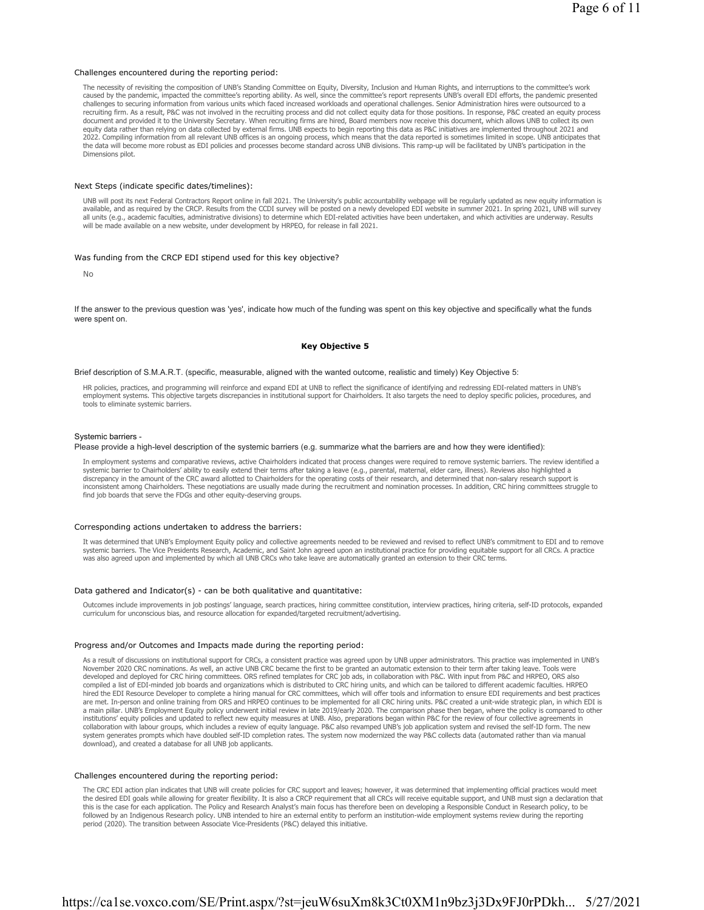Challenges encountered during the reporting period:

The necessity of revisiting the composition of UNB's Standing Committee on Equity, Diversity, Inclusion and Human Rights, and interruptions to the committee's work caused by the pandemic, impacted the committee's reporting ability. As well, since the committee's report represents UNB's overall EDI efforts, the pandemic presented challenges to securing information from various units which faced increased workloads and operational challenges. Senior Administration hires were outsourced to a recruiting firm. As a result, P&C was not involved in the recruiting process and did not collect equity data for those positions. In response, P&C created an equity process document and provided it to the University Secretary. When recruiting firms are hired, Board members now receive this document, which allows UNB to collect its own equity data rather than relying on data collected by external firms. UNB expects to begin reporting this data as P&C initiatives are implemented throughout 2021 and 2022. Compiling information from all relevant UNB offices is an ongoing process, which means that the data reported is sometimes limited in scope. UNB anticipates that the data will become more robust as EDI policies and processes become standard across UNB divisions. This ramp-up will be facilitated by UNB's participation in the Dimensions pilot.

Next Steps (indicate specific dates/timelines):

UNB will post its next Federal Contractors Report online in fall 2021. The University's public accountability webpage will be regularly updated as new equity information is available, and as required by the CRCP. Results from the CCDI survey will be posted on a newly developed EDI website in summer 2021. In spring 2021, UNB will survey all units (e.g., academic faculties, administrative divisions) to determine which EDI-related activities have been undertaken, and which activities are underway. Results will be made available on a new website, under development by HRPEO, for release in fall 2021.

Was funding from the CRCP EDI stipend used for this key objective?

No

If the answer to the previous question was 'yes', indicate how much of the funding was spent on this key objective and specifically what the funds were spent on.

## Key Objective 5

Brief description of S.M.A.R.T. (specific, measurable, aligned with the wanted outcome, realistic and timely) Key Objective 5:

HR policies, practices, and programming will reinforce and expand EDI at UNB to reflect the significance of identifying and redressing EDI-related matters in UNB's employment systems. This objective targets discrepancies in institutional support for Chairholders. It also targets the need to deploy specific policies, procedures, and tools to eliminate systemic barriers.

Systemic barriers -
Please provide a high-level description of the systemic barriers (e.g. summarize what the barriers are and how they were identified):

In employment systems and comparative reviews, active Chairholders indicated that process changes were required to remove systemic barriers. The review identified a systemic barrier to Chairholders' ability to easily extend their terms after taking a leave (e.g., parental, maternal, elder care, illness). Reviews also highlighted a discrepancy in the amount of the CRC award allotted to Chairholders for the operating costs of their research, and determined that non-salary research support is inconsistent among Chairholders. These negotiations are usually made during the recruitment and nomination processes. In addition, CRC hiring committees struggle to find job boards that serve the FDGs and other equity-deserving groups.

Corresponding actions undertaken to address the barriers:

It was determined that UNB's Employment Equity policy and collective agreements needed to be reviewed and revised to reflect UNB's commitment to EDI and to remove systemic barriers. The Vice Presidents Research, Academic, and Saint John agreed upon an institutional practice for providing equitable support for all CRCs. A practice was also agreed upon and implemented by which all UNB CRCs who take leave are automatically granted an extension to their CRC terms.

Data gathered and Indicator(s) - can be both qualitative and quantitative:

Outcomes include improvements in job postings' language, search practices, hiring committee constitution, interview practices, hiring criteria, self-ID protocols, expanded curriculum for unconscious bias, and resource allocation for expanded/targeted recruitment/advertising.

Progress and/or Outcomes and Impacts made during the reporting period:

As a result of discussions on institutional support for CRCs, a consistent practice was agreed upon by UNB upper administrators. This practice was implemented in UNB's November 2020 CRC nominations. As well, an active UNB CRC became the first to be granted an automatic extension to their term after taking leave. Tools were developed and deployed for CRC hiring committees. ORS refined templates for CRC job ads, in collaboration with P&C. With input from P&C and HRPEO, ORS also compiled a list of EDI-minded job boards and organizations which is distributed to CRC hiring units, and which can be tailored to different academic faculties. HRPEO hired the EDI Resource Developer to complete a hiring manual for CRC committees, which will offer tools and information to ensure EDI requirements and best practices are met. In-person and online training from ORS and HRPEO continues to be implemented for all CRC hiring units. P&C created a unit-wide strategic plan, in which EDI is a main pillar. UNB's Employment Equity policy underwent initial review in late 2019/early 2020. The comparison phase then began, where the policy is compared to other institutions' equity policies and updated to reflect new equity measures at UNB. Also, preparations began within P&C for the review of four collective agreements in collaboration with labour groups, which includes a review of equity language. P&C also revamped UNB's job application system and revised the self-ID form. The new system generates prompts which have doubled self-ID completion rates. The system now modernized the way P&C collects data (automated rather than via manual download), and created a database for all UNB job applicants.

Challenges encountered during the reporting period:

The CRC EDI action plan indicates that UNB will create policies for CRC support and leaves; however, it was determined that implementing official practices would meet the desired EDI goals while allowing for greater flexibility. It is also a CRCP requirement that all CRCs will receive equitable support, and UNB must sign a declaration that this is the case for each application. The Policy and Research Analyst's main focus has therefore been on developing a Responsible Conduct in Research policy, to be followed by an Indigenous Research policy. UNB intended to hire an external entity to perform an institution-wide employment systems review during the reporting period (2020). The transition between Associate Vice-Presidents (P&C) delayed this initiative.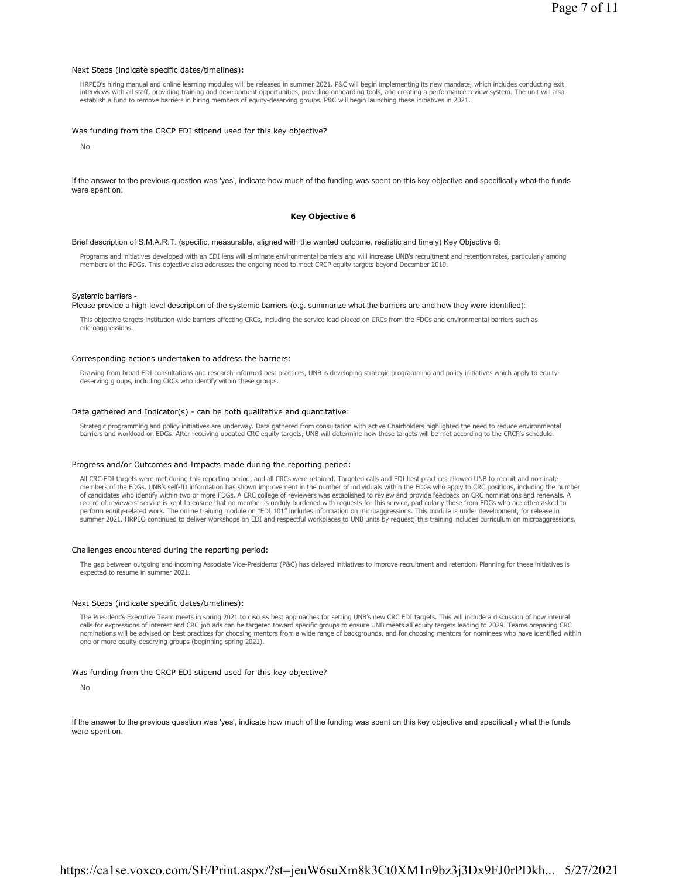Next Steps (indicate specific dates/timelines):

HRPEO's hiring manual and online learning modules will be released in summer 2021. P&C will begin implementing its new mandate, which includes conducting exit interviews with all staff, providing training and development opportunities, providing onboarding tools, and creating a performance review system. The unit will also establish a fund to remove barriers in hiring members of equity-deserving groups. P&C will begin launching these initiatives in 2021.

Was funding from the CRCP EDI stipend used for this key objective?

No

If the answer to the previous question was 'yes', indicate how much of the funding was spent on this key objective and specifically what the funds were spent on.

**Key Objective 6**

Brief description of S.M.A.R.T. (specific, measurable, aligned with the wanted outcome, realistic and timely) Key Objective 6:

Programs and initiatives developed with an EDI lens will eliminate environmental barriers and will increase UNB's recruitment and retention rates, particularly among members of the FDGs. This objective also addresses the ongoing need to meet CRCP equity targets beyond December 2019.

Systemic barriers -
Please provide a high-level description of the systemic barriers (e.g. summarize what the barriers are and how they were identified):

This objective targets institution-wide barriers affecting CRCs, including the service load placed on CRCs from the FDGs and environmental barriers such as microaggressions.

Corresponding actions undertaken to address the barriers:

Drawing from broad EDI consultations and research-informed best practices, UNB is developing strategic programming and policy initiatives which apply to equity-deserving groups, including CRCs who identify within these groups.

Data gathered and Indicator(s) - can be both qualitative and quantitative:

Strategic programming and policy initiatives are underway. Data gathered from consultation with active Chairholders highlighted the need to reduce environmental barriers and workload on EDGs. After receiving updated CRC equity targets, UNB will determine how these targets will be met according to the CRCP's schedule.

Progress and/or Outcomes and Impacts made during the reporting period:

All CRC EDI targets were met during this reporting period, and all CRCs were retained. Targeted calls and EDI best practices allowed UNB to recruit and nominate members of the FDGs. UNB's self-ID information has shown improvement in the number of individuals within the FDGs who apply to CRC positions, including the number of candidates who identify within two or more FDGs. A CRC college of reviewers was established to review and provide feedback on CRC nominations and renewals. A record of reviewers' service is kept to ensure that no member is unduly burdened with requests for this service, particularly those from EDGs who are often asked to perform equity-related work. The online training module on "EDI 101" includes information on microaggressions. This module is under development, for release in summer 2021. HRPEO continued to deliver workshops on EDI and respectful workplaces to UNB units by request; this training includes curriculum on microaggressions.

Challenges encountered during the reporting period:

The gap between outgoing and incoming Associate Vice-Presidents (P&C) has delayed initiatives to improve recruitment and retention. Planning for these initiatives is expected to resume in summer 2021.

Next Steps (indicate specific dates/timelines):

The President's Executive Team meets in spring 2021 to discuss best approaches for setting UNB's new CRC EDI targets. This will include a discussion of how internal calls for expressions of interest and CRC job ads can be targeted toward specific groups to ensure UNB meets all equity targets leading to 2029. Teams preparing CRC nominations will be advised on best practices for choosing mentors from a wide range of backgrounds, and for choosing mentors for nominees who have identified within one or more equity-deserving groups (beginning spring 2021).

Was funding from the CRCP EDI stipend used for this key objective?

No

If the answer to the previous question was 'yes', indicate how much of the funding was spent on this key objective and specifically what the funds were spent on.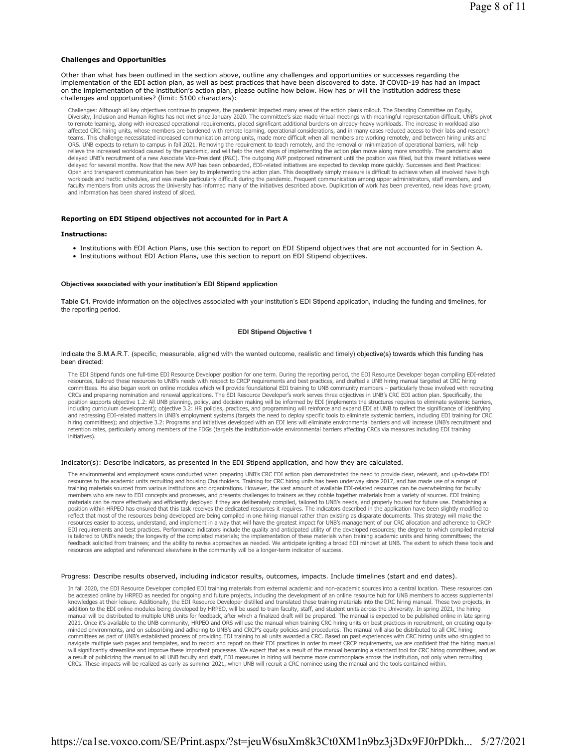**Challenges and Opportunities**

Other than what has been outlined in the section above, outline any challenges and opportunities or successes regarding the implementation of the EDI action plan, as well as best practices that have been discovered to date. If COVID-19 has had an impact on the implementation of the institution's action plan, please outline how below. How has or will the institution address these challenges and opportunities? (limit: 5100 characters):

Challenges: Although all key objectives continue to progress, the pandemic impacted many areas of the action plan's rollout. The Standing Committee on Equity, Diversity, Inclusion and Human Rights has not met since January 2020. The committee's size made virtual meetings with meaningful representation difficult. UNB's pivot to remote learning, along with increased operational requirements, placed significant additional burdens on already-heavy workloads. The increase in workload also affected CRC hiring units, whose members are burdened with remote learning, operational considerations, and in many cases reduced access to their labs and research teams. This challenge necessitated increased communication among units, made more difficult when all members are working remotely, and between hiring units and ORS. UNB expects to return to campus in fall 2021. Removing the requirement to teach remotely, and the removal or minimization of operational barriers, will help relieve the increased workload caused by the pandemic, and will help the next steps of implementing the action plan move along more smoothly. The pandemic also delayed UNB's recruitment of a new Associate Vice-President (P&C). The outgoing AVP postponed retirement until the position was filled, but this meant initiatives were delayed for several months. Now that the new AVP has been onboarded, EDI-related initiatives are expected to develop more quickly. Successes and Best Practices: Open and transparent communication has been key to implementing the action plan. This deceptively simply measure is difficult to achieve when all involved have high workloads and hectic schedules, and was made particularly difficult during the pandemic. Frequent communication among upper administrators, staff members, and faculty members from units across the University has informed many of the initiatives described above. Duplication of work has been prevented, new ideas have grown, and information has been shared instead of siloed.

**Reporting on EDI Stipend objectives not accounted for in Part A**

**Instructions:**

- Institutions with EDI Action Plans, use this section to report on EDI Stipend objectives that are not accounted for in Section A.
- Institutions without EDI Action Plans, use this section to report on EDI Stipend objectives.

**Objectives associated with your institution's EDI Stipend application**

**Table C1.** Provide information on the objectives associated with your institution's EDI Stipend application, including the funding and timelines, for the reporting period.

**EDI Stipend Objective 1**

Indicate the S.M.A.R.T. (specific, measurable, aligned with the wanted outcome, realistic and timely) objective(s) towards which this funding has been directed:

The EDI Stipend funds one full-time EDI Resource Developer position for one term. During the reporting period, the EDI Resource Developer began compiling EDI-related resources, tailored these resources to UNB's needs with respect to CRCP requirements and best practices, and drafted a UNB hiring manual targeted at CRC hiring committees. He also began work on online modules which will provide foundational EDI training to UNB community members – particularly those involved with recruiting CRCs and preparing nomination and renewal applications. The EDI Resource Developer's work serves three objectives in UNB's CRC EDI action plan. Specifically, the position supports objective 1.2: All UNB planning, policy, and decision making will be informed by EDI (implements the structures requires to eliminate systemic barriers, including curriculum development); objective 3.2: HR policies, practices, and programming will reinforce and expand EDI at UNB to reflect the significance of identifying and redressing EDI-related matters in UNB's employment systems (targets the need to deploy specific tools to eliminate systemic barriers, including EDI training for CRC hiring committees); and objective 3.2: Programs and initiatives developed with an EDI lens will eliminate environmental barriers and will increase UNB's recruitment and retention rates, particularly among members of the FDGs (targets the institution-wide environmental barriers affecting CRCs via measures including EDI training initiatives).

Indicator(s): Describe indicators, as presented in the EDI Stipend application, and how they are calculated.

The environmental and employment scans conducted when preparing UNB's CRC EDI action plan demonstrated the need to provide clear, relevant, and up-to-date EDI resources to the academic units recruiting and housing Chairholders. Training for CRC hiring units has been underway since 2017, and has made use of a range of training materials sourced from various institutions and organizations. However, the vast amount of available EDI-related resources can be overwhelming for faculty members who are new to EDI concepts and processes, and presents challenges to trainers as they cobble together materials from a variety of sources. EDI training materials can be more effectively and efficiently deployed if they are deliberately compiled, tailored to UNB's needs, and properly housed for future use. Establishing a position within HRPEO has ensured that this task receives the dedicated resources it requires. The indicators described in the application have been slightly modified to reflect that most of the resources being developed are being compiled in one hiring manual rather than existing as disparate documents. This strategy will make the resources easier to access, understand, and implement in a way that will have the greatest impact for UNB's management of our CRC allocation and adherence to CRCP EDI requirements and best practices. Performance indicators include the quality and anticipated utility of the developed resources; the degree to which compiled material is tailored to UNB's needs; the longevity of the completed materials; the implementation of these materials when training academic units and hiring committees; the feedback solicited from trainees; and the ability to revise approaches as needed. We anticipate igniting a broad EDI mindset at UNB. The extent to which these tools and resources are adopted and referenced elsewhere in the community will be a longer-term indicator of success.

Progress: Describe results observed, including indicator results, outcomes, impacts. Include timelines (start and end dates).

In fall 2020, the EDI Resource Developer compiled EDI training materials from external academic and non-academic sources into a central location. These resources can be accessed online by HRPEO as needed for ongoing and future projects, including the development of an online resource hub for UNB members to access supplemental knowledges at their leisure. Additionally, the EDI Resource Developer distilled and translated these training materials into the CRC hiring manual. These two projects, in addition to the EDI online modules being developed by HRPEO, will be used to train faculty, staff, and student units across the University. In spring 2021, the hiring manual will be distributed to multiple UNB units for feedback, after which a finalized draft will be prepared. The manual is expected to be published online in late spring 2021. Once it's available to the UNB community, HRPEO and ORS will use the manual when training CRC hiring units on best practices in recruitment, on creating equity-minded environments, and on subscribing and adhering to UNB's and CRCP's equity policies and procedures. The manual will also be distributed to all CRC hiring committees as part of UNB's established process of providing EDI training to all units awarded a CRC. Based on past experiences with CRC hiring units who struggled to navigate multiple web pages and templates, and to record and report on their EDI practices in order to meet CRCP requirements, we are confident that the hiring manual will significantly streamline and improve these important processes. We expect that as a result of the manual becoming a standard tool for CRC hiring committees, and as a result of publicizing the manual to all UNB faculty and staff, EDI measures in hiring will become more commonplace across the institution, not only when recruiting CRCs. These impacts will be realized as early as summer 2021, when UNB will recruit a CRC nominee using the manual and the tools contained within.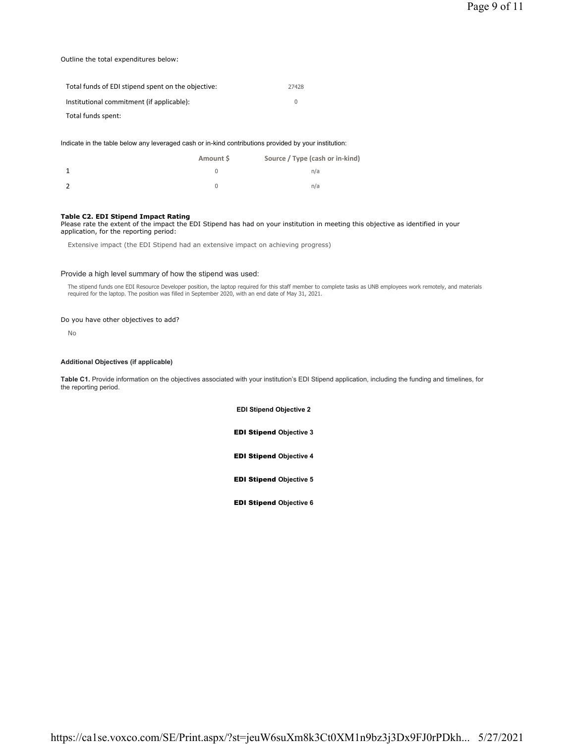Outline the total expenditures below:

| | |
|---|---|
| Total funds of EDI stipend spent on the objective: | 27428 |
| Institutional commitment (if applicable): | 0 |
| Total funds spent: | |

Indicate in the table below any leveraged cash or in-kind contributions provided by your institution:

| | Amount $ | Source / Type (cash or in-kind) |
|---|---|---|
| 1 | 0 | n/a |
| 2 | 0 | n/a |

**Table C2. EDI Stipend Impact Rating**
Please rate the extent of the impact the EDI Stipend has had on your institution in meeting this objective as identified in your application, for the reporting period:

Extensive impact (the EDI Stipend had an extensive impact on achieving progress)

Provide a high level summary of how the stipend was used:

The stipend funds one EDI Resource Developer position, the laptop required for this staff member to complete tasks as UNB employees work remotely, and materials required for the laptop. The position was filled in September 2020, with an end date of May 31, 2021.

Do you have other objectives to add?

No

**Additional Objectives (if applicable)**

**Table C1.** Provide information on the objectives associated with your institution's EDI Stipend application, including the funding and timelines, for the reporting period.

**EDI Stipend Objective 2**

**EDI Stipend Objective 3**

**EDI Stipend Objective 4**

**EDI Stipend Objective 5**

**EDI Stipend Objective 6**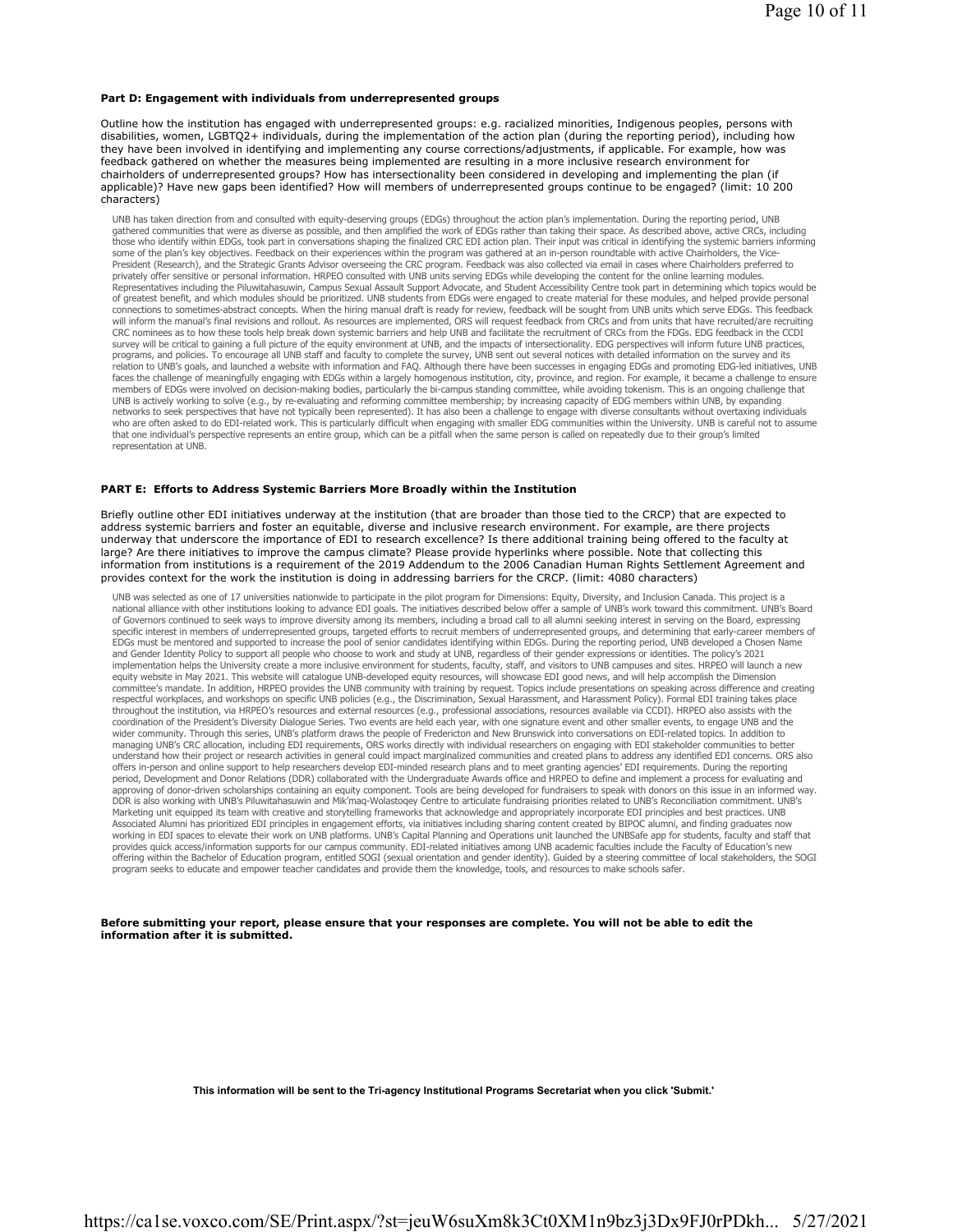**Part D: Engagement with individuals from underrepresented groups**

Outline how the institution has engaged with underrepresented groups: e.g. racialized minorities, Indigenous peoples, persons with disabilities, women, LGBTQ2+ individuals, during the implementation of the action plan (during the reporting period), including how they have been involved in identifying and implementing any course corrections/adjustments, if applicable. For example, how was feedback gathered on whether the measures being implemented are resulting in a more inclusive research environment for chairholders of underrepresented groups? How has intersectionality been considered in developing and implementing the plan (if applicable)? Have new gaps been identified? How will members of underrepresented groups continue to be engaged? (limit: 10 200 characters)

UNB has taken direction from and consulted with equity-deserving groups (EDGs) throughout the action plan's implementation. During the reporting period, UNB gathered communities that were as diverse as possible, and then amplified the work of EDGs rather than taking their space. As described above, active CRCs, including those who identify within EDGs, took part in conversations shaping the finalized CRC EDI action plan. Their input was critical in identifying the systemic barriers informing some of the plan's key objectives. Feedback on their experiences within the program was gathered at an in-person roundtable with active Chairholders, the Vice-President (Research), and the Strategic Grants Advisor overseeing the CRC program. Feedback was also collected via email in cases where Chairholders preferred to privately offer sensitive or personal information. HRPEO consulted with UNB units serving EDGs while developing the content for the online learning modules. Representatives including the Piluwitahasuwin, Campus Sexual Assault Support Advocate, and Student Accessibility Centre took part in determining which topics would be of greatest benefit, and which modules should be prioritized. UNB students from EDGs were engaged to create material for these modules, and helped provide personal connections to sometimes-abstract concepts. When the hiring manual draft is ready for review, feedback will be sought from UNB units which serve EDGs. This feedback will inform the manual's final revisions and rollout. As resources are implemented, ORS will request feedback from CRCs and from units that have recruited/are recruiting CRC nominees as to how these tools help break down systemic barriers and help UNB and facilitate the recruitment of CRCs from the FDGs. EDG feedback in the CCDI survey will be critical to gaining a full picture of the equity environment at UNB, and the impacts of intersectionality. EDG perspectives will inform future UNB practices, programs, and policies. To encourage all UNB staff and faculty to complete the survey, UNB sent out several notices with detailed information on the survey and its relation to UNB's goals, and launched a website with information and FAQ. Although there have been successes in engaging EDGs and promoting EDG-led initiatives, UNB faces the challenge of meaningfully engaging with EDGs within a largely homogenous institution, city, province, and region. For example, it became a challenge to ensure members of EDGs were involved on decision-making bodies, particularly the bi-campus standing committee, while avoiding tokenism. This is an ongoing challenge that UNB is actively working to solve (e.g., by re-evaluating and reforming committee membership; by increasing capacity of EDG members within UNB, by expanding networks to seek perspectives that have not typically been represented). It has also been a challenge to engage with diverse consultants without overtaxing individuals who are often asked to do EDI-related work. This is particularly difficult when engaging with smaller EDG communities within the University. UNB is careful not to assume that one individual's perspective represents an entire group, which can be a pitfall when the same person is called on repeatedly due to their group's limited representation at UNB.

**PART E: Efforts to Address Systemic Barriers More Broadly within the Institution**

Briefly outline other EDI initiatives underway at the institution (that are broader than those tied to the CRCP) that are expected to address systemic barriers and foster an equitable, diverse and inclusive research environment. For example, are there projects underway that underscore the importance of EDI to research excellence? Is there additional training being offered to the faculty at large? Are there initiatives to improve the campus climate? Please provide hyperlinks where possible. Note that collecting this information from institutions is a requirement of the 2019 Addendum to the 2006 Canadian Human Rights Settlement Agreement and provides context for the work the institution is doing in addressing barriers for the CRCP. (limit: 4080 characters)

UNB was selected as one of 17 universities nationwide to participate in the pilot program for Dimensions: Equity, Diversity, and Inclusion Canada. This project is a national alliance with other institutions looking to advance EDI goals. The initiatives described below offer a sample of UNB's work toward this commitment. UNB's Board of Governors continued to seek ways to improve diversity among its members, including a broad call to all alumni seeking interest in serving on the Board, expressing specific interest in members of underrepresented groups, targeted efforts to recruit members of underrepresented groups, and determining that early-career members of EDGs must be mentored and supported to increase the pool of senior candidates identifying within EDGs. During the reporting period, UNB developed a Chosen Name and Gender Identity Policy to support all people who choose to work and study at UNB, regardless of their gender expressions or identities. The policy's 2021 implementation helps the University create a more inclusive environment for students, faculty, staff, and visitors to UNB campuses and sites. HRPEO will launch a new equity website in May 2021. This website will catalogue UNB-developed equity resources, will showcase EDI good news, and will help accomplish the Dimension committee's mandate. In addition, HRPEO provides the UNB community with training by request. Topics include presentations on speaking across difference and creating respectful workplaces, and workshops on specific UNB policies (e.g., the Discrimination, Sexual Harassment, and Harassment Policy). Formal EDI training takes place throughout the institution, via HRPEO's resources and external resources (e.g., professional associations, resources available via CCDI). HRPEO also assists with the coordination of the President's Diversity Dialogue Series. Two events are held each year, with one signature event and other smaller events, to engage UNB and the wider community. Through this series, UNB's platform draws the people of Fredericton and New Brunswick into conversations on EDI-related topics. In addition to managing UNB's CRC allocation, including EDI requirements, ORS works directly with individual researchers on engaging with EDI stakeholder communities to better understand how their project or research activities in general could impact marginalized communities and created plans to address any identified EDI concerns. ORS also offers in-person and online support to help researchers develop EDI-minded research plans and to meet granting agencies' EDI requirements. During the reporting period, Development and Donor Relations (DDR) collaborated with the Undergraduate Awards office and HRPEO to define and implement a process for evaluating and approving of donor-driven scholarships containing an equity component. Tools are being developed for fundraisers to speak with donors on this issue in an informed way. DDR is also working with UNB's Piluwitahasuwin and Mik'maq-Wolastoqey Centre to articulate fundraising priorities related to UNB's Reconciliation commitment. UNB's Marketing unit equipped its team with creative and storytelling frameworks that acknowledge and appropriately incorporate EDI principles and best practices. UNB Associated Alumni has prioritized EDI principles in engagement efforts, via initiatives including sharing content created by BIPOC alumni, and finding graduates now working in EDI spaces to elevate their work on UNB platforms. UNB's Capital Planning and Operations unit launched the UNBSafe app for students, faculty and staff that provides quick access/information supports for our campus community. EDI-related initiatives among UNB academic faculties include the Faculty of Education's new offering within the Bachelor of Education program, entitled SOGI (sexual orientation and gender identity). Guided by a steering committee of local stakeholders, the SOGI program seeks to educate and empower teacher candidates and provide them the knowledge, tools, and resources to make schools safer.

**Before submitting your report, please ensure that your responses are complete. You will not be able to edit the information after it is submitted.**

**This information will be sent to the Tri-agency Institutional Programs Secretariat when you click 'Submit.'**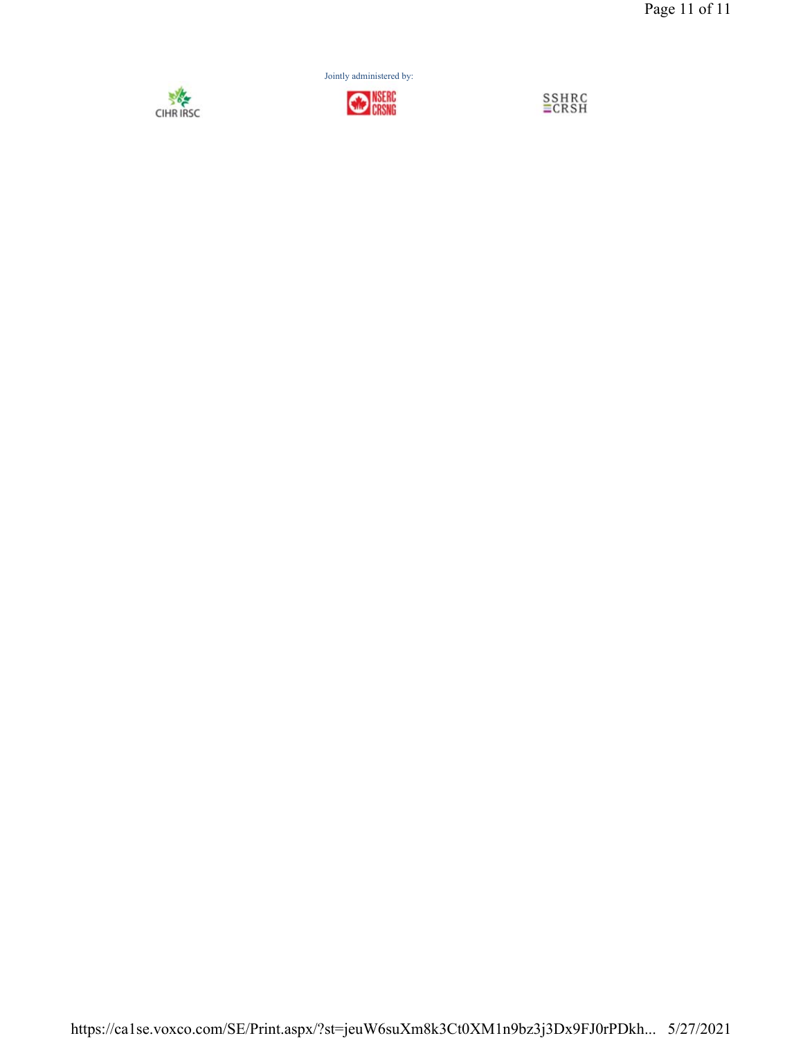Jointly administered by:

CIHR IRSC

NSERC CRSNG

SSHRC CRSH